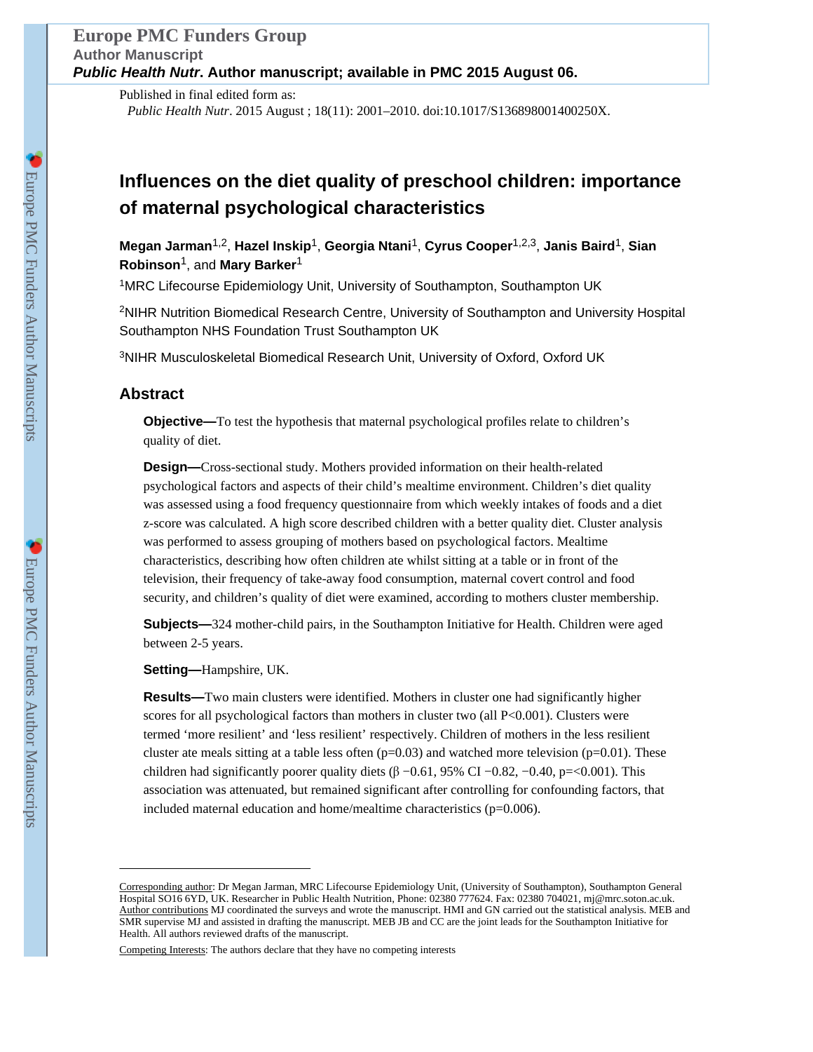Published in final edited form as:

*Public Health Nutr*. 2015 August ; 18(11): 2001–2010. doi:10.1017/S136898001400250X.

# Influences on the diet quality of preschool children: importance of maternal psychological characteristics

**Megan Jarman**[1,2], **Hazel Inskip**[1], **Georgia Ntani**[1], **Cyrus Cooper**[1,2,3], **Janis Baird**[1], **Sian Robinson**[1], and **Mary Barker**[1]

[1]MRC Lifecourse Epidemiology Unit, University of Southampton, Southampton UK

[2]NIHR Nutrition Biomedical Research Centre, University of Southampton and University Hospital Southampton NHS Foundation Trust Southampton UK

[3]NIHR Musculoskeletal Biomedical Research Unit, University of Oxford, Oxford UK

## Abstract

**Objective—**To test the hypothesis that maternal psychological profiles relate to children's quality of diet.

**Design—**Cross-sectional study. Mothers provided information on their health-related psychological factors and aspects of their child's mealtime environment. Children's diet quality was assessed using a food frequency questionnaire from which weekly intakes of foods and a diet z-score was calculated. A high score described children with a better quality diet. Cluster analysis was performed to assess grouping of mothers based on psychological factors. Mealtime characteristics, describing how often children ate whilst sitting at a table or in front of the television, their frequency of take-away food consumption, maternal covert control and food security, and children's quality of diet were examined, according to mothers cluster membership.

**Subjects—**324 mother-child pairs, in the Southampton Initiative for Health. Children were aged between 2-5 years.

**Setting—**Hampshire, UK.

**Results—**Two main clusters were identified. Mothers in cluster one had significantly higher scores for all psychological factors than mothers in cluster two (all $P<0.001$). Clusters were termed 'more resilient' and 'less resilient' respectively. Children of mothers in the less resilient cluster ate meals sitting at a table less often ($p=0.03$) and watched more television ($p=0.01$). These children had significantly poorer quality diets ($\beta$ −0.61, 95% CI −0.82, −0.40, p=<0.001). This association was attenuated, but remained significant after controlling for confounding factors, that included maternal education and home/mealtime characteristics ($p=0.006$).

---

Corresponding author: Dr Megan Jarman, MRC Lifecourse Epidemiology Unit, (University of Southampton), Southampton General Hospital SO16 6YD, UK. Researcher in Public Health Nutrition, Phone: 02380 777624. Fax: 02380 704021, mj@mrc.soton.ac.uk.

Author contributions MJ coordinated the surveys and wrote the manuscript. HMI and GN carried out the statistical analysis. MEB and SMR supervise MJ and assisted in drafting the manuscript. MEB JB and CC are the joint leads for the Southampton Initiative for Health. All authors reviewed drafts of the manuscript.

Competing Interests: The authors declare that they have no competing interests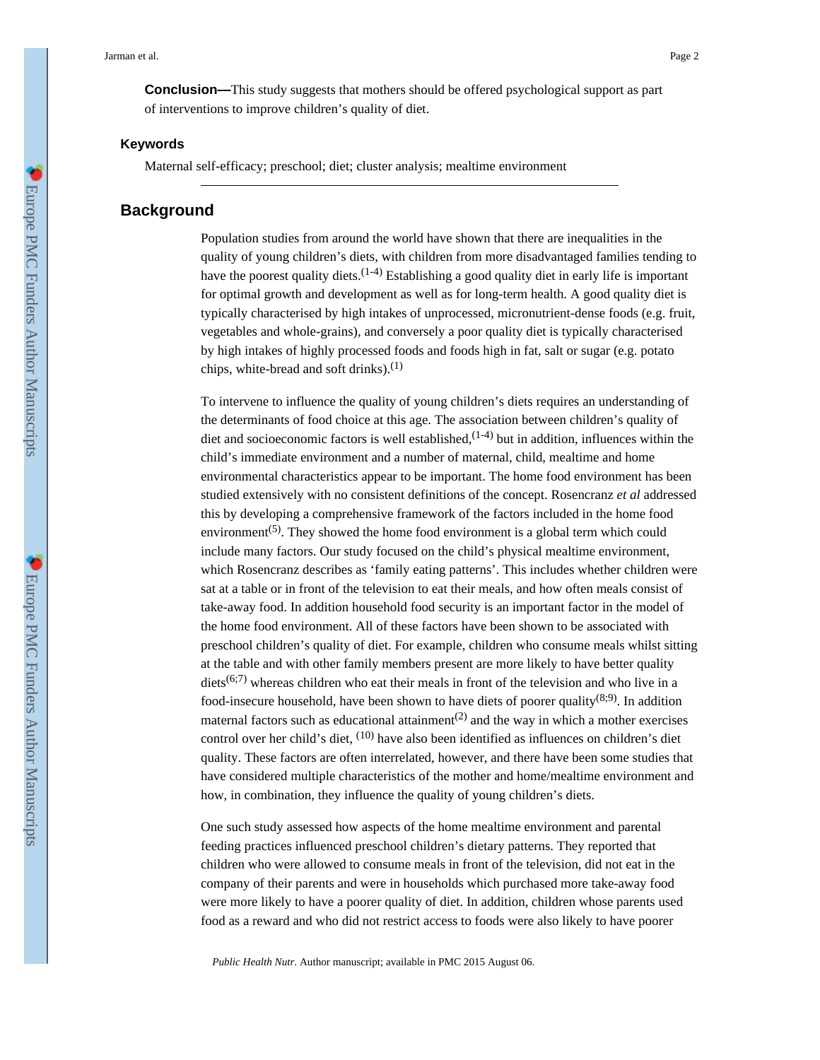**Conclusion—**This study suggests that mothers should be offered psychological support as part of interventions to improve children's quality of diet.

### Keywords

Maternal self-efficacy; preschool; diet; cluster analysis; mealtime environment

## Background

Population studies from around the world have shown that there are inequalities in the quality of young children's diets, with children from more disadvantaged families tending to have the poorest quality diets.[1-4] Establishing a good quality diet in early life is important for optimal growth and development as well as for long-term health. A good quality diet is typically characterised by high intakes of unprocessed, micronutrient-dense foods (e.g. fruit, vegetables and whole-grains), and conversely a poor quality diet is typically characterised by high intakes of highly processed foods and foods high in fat, salt or sugar (e.g. potato chips, white-bread and soft drinks).[1]

To intervene to influence the quality of young children's diets requires an understanding of the determinants of food choice at this age. The association between children's quality of diet and socioeconomic factors is well established,[1-4] but in addition, influences within the child's immediate environment and a number of maternal, child, mealtime and home environmental characteristics appear to be important. The home food environment has been studied extensively with no consistent definitions of the concept. Rosencranz *et al* addressed this by developing a comprehensive framework of the factors included in the home food environment[5]. They showed the home food environment is a global term which could include many factors. Our study focused on the child's physical mealtime environment, which Rosencranz describes as 'family eating patterns'. This includes whether children were sat at a table or in front of the television to eat their meals, and how often meals consist of take-away food. In addition household food security is an important factor in the model of the home food environment. All of these factors have been shown to be associated with preschool children's quality of diet. For example, children who consume meals whilst sitting at the table and with other family members present are more likely to have better quality diets[6;7] whereas children who eat their meals in front of the television and who live in a food-insecure household, have been shown to have diets of poorer quality[8;9]. In addition maternal factors such as educational attainment[2] and the way in which a mother exercises control over her child's diet, [10] have also been identified as influences on children's diet quality. These factors are often interrelated, however, and there have been some studies that have considered multiple characteristics of the mother and home/mealtime environment and how, in combination, they influence the quality of young children's diets.

One such study assessed how aspects of the home mealtime environment and parental feeding practices influenced preschool children's dietary patterns. They reported that children who were allowed to consume meals in front of the television, did not eat in the company of their parents and were in households which purchased more take-away food were more likely to have a poorer quality of diet. In addition, children whose parents used food as a reward and who did not restrict access to foods were also likely to have poorer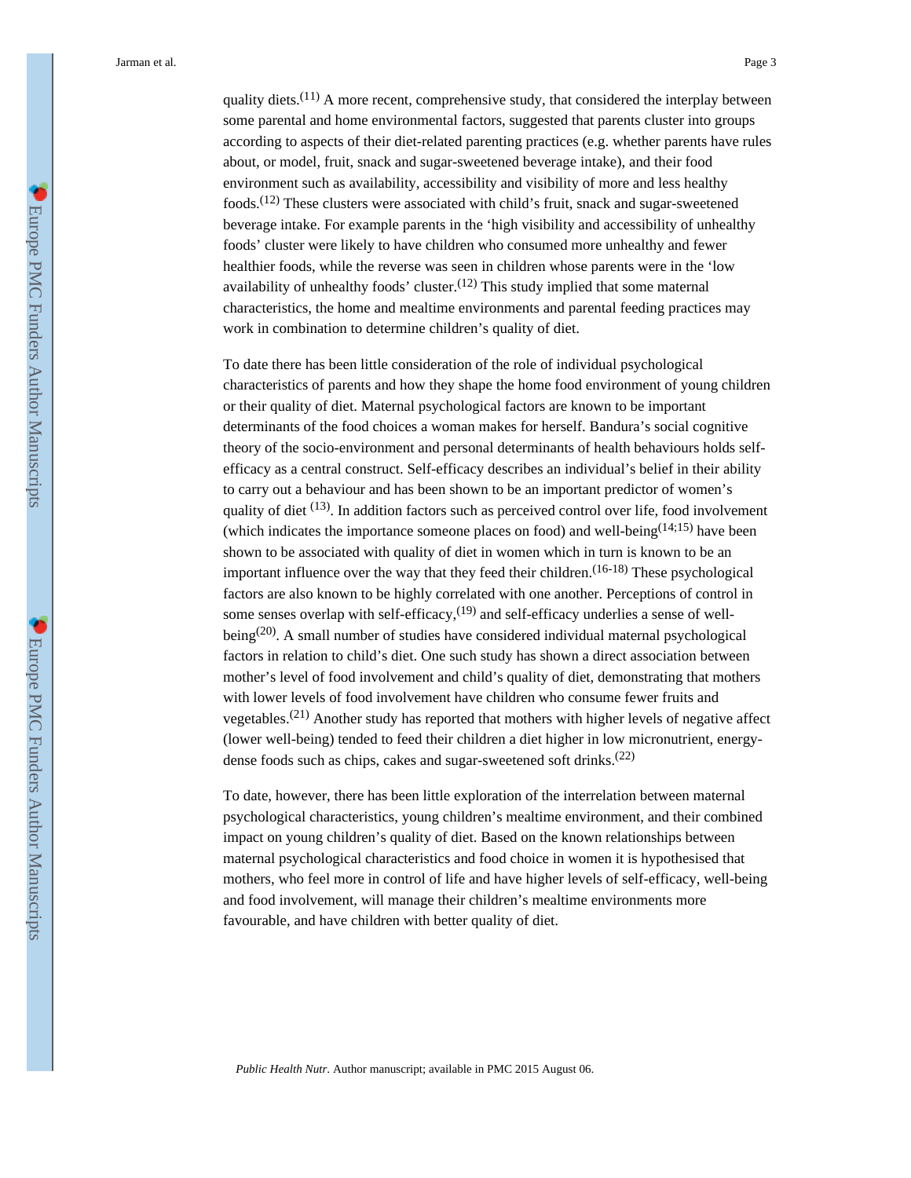quality diets.[11] A more recent, comprehensive study, that considered the interplay between some parental and home environmental factors, suggested that parents cluster into groups according to aspects of their diet-related parenting practices (e.g. whether parents have rules about, or model, fruit, snack and sugar-sweetened beverage intake), and their food environment such as availability, accessibility and visibility of more and less healthy foods.[12] These clusters were associated with child's fruit, snack and sugar-sweetened beverage intake. For example parents in the 'high visibility and accessibility of unhealthy foods' cluster were likely to have children who consumed more unhealthy and fewer healthier foods, while the reverse was seen in children whose parents were in the 'low availability of unhealthy foods' cluster.[12] This study implied that some maternal characteristics, the home and mealtime environments and parental feeding practices may work in combination to determine children's quality of diet.

To date there has been little consideration of the role of individual psychological characteristics of parents and how they shape the home food environment of young children or their quality of diet. Maternal psychological factors are known to be important determinants of the food choices a woman makes for herself. Bandura's social cognitive theory of the socio-environment and personal determinants of health behaviours holds self-efficacy as a central construct. Self-efficacy describes an individual's belief in their ability to carry out a behaviour and has been shown to be an important predictor of women's quality of diet [13]. In addition factors such as perceived control over life, food involvement (which indicates the importance someone places on food) and well-being[14;15] have been shown to be associated with quality of diet in women which in turn is known to be an important influence over the way that they feed their children.[16-18] These psychological factors are also known to be highly correlated with one another. Perceptions of control in some senses overlap with self-efficacy,[19] and self-efficacy underlies a sense of well-being[20]. A small number of studies have considered individual maternal psychological factors in relation to child's diet. One such study has shown a direct association between mother's level of food involvement and child's quality of diet, demonstrating that mothers with lower levels of food involvement have children who consume fewer fruits and vegetables.[21] Another study has reported that mothers with higher levels of negative affect (lower well-being) tended to feed their children a diet higher in low micronutrient, energy-dense foods such as chips, cakes and sugar-sweetened soft drinks.[22]

To date, however, there has been little exploration of the interrelation between maternal psychological characteristics, young children's mealtime environment, and their combined impact on young children's quality of diet. Based on the known relationships between maternal psychological characteristics and food choice in women it is hypothesised that mothers, who feel more in control of life and have higher levels of self-efficacy, well-being and food involvement, will manage their children's mealtime environments more favourable, and have children with better quality of diet.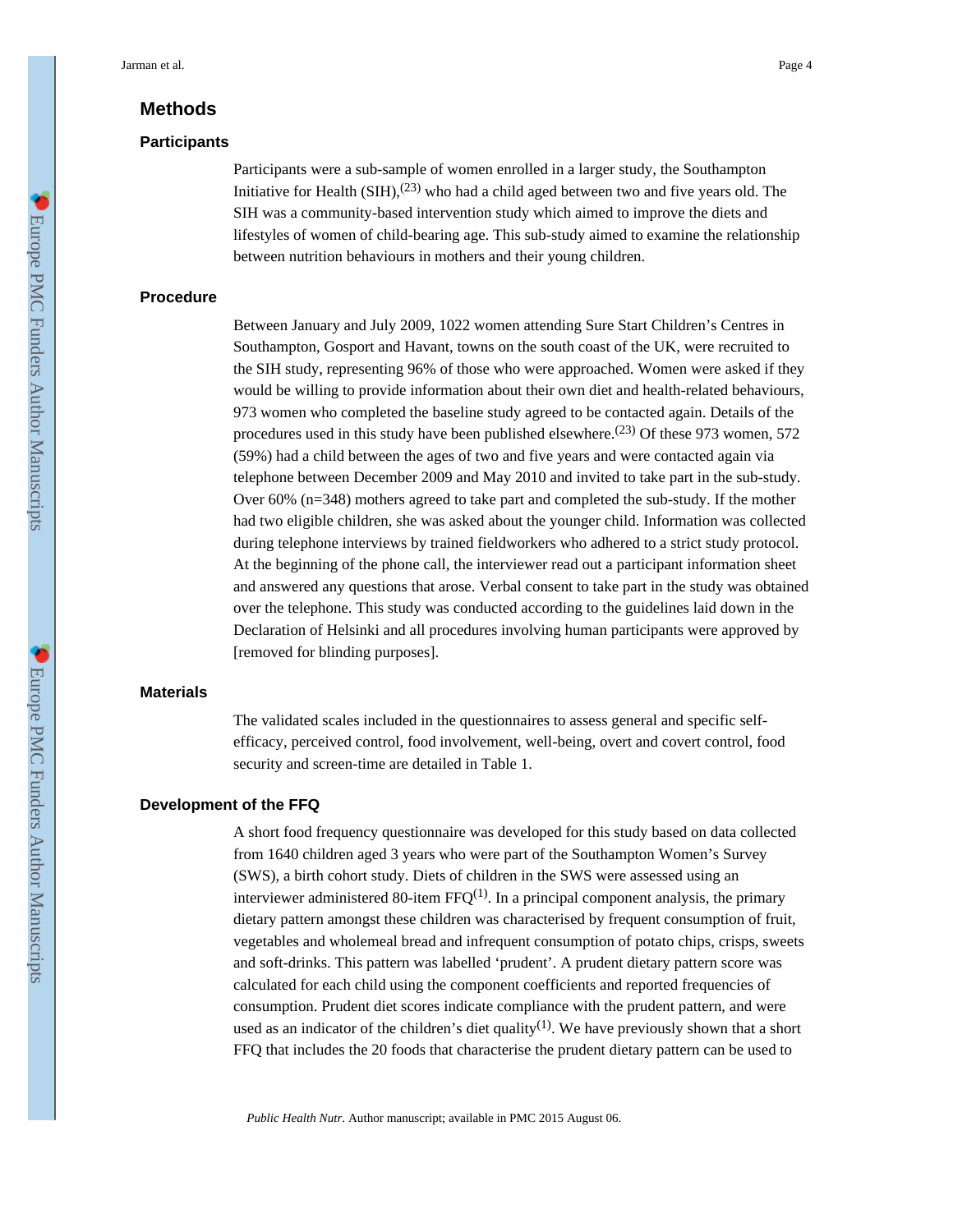## Methods

### Participants

Participants were a sub-sample of women enrolled in a larger study, the Southampton Initiative for Health (SIH),[23] who had a child aged between two and five years old. The SIH was a community-based intervention study which aimed to improve the diets and lifestyles of women of child-bearing age. This sub-study aimed to examine the relationship between nutrition behaviours in mothers and their young children.

### Procedure

Between January and July 2009, 1022 women attending Sure Start Children's Centres in Southampton, Gosport and Havant, towns on the south coast of the UK, were recruited to the SIH study, representing 96% of those who were approached. Women were asked if they would be willing to provide information about their own diet and health-related behaviours, 973 women who completed the baseline study agreed to be contacted again. Details of the procedures used in this study have been published elsewhere.[23] Of these 973 women, 572 (59%) had a child between the ages of two and five years and were contacted again via telephone between December 2009 and May 2010 and invited to take part in the sub-study. Over 60% (n=348) mothers agreed to take part and completed the sub-study. If the mother had two eligible children, she was asked about the younger child. Information was collected during telephone interviews by trained fieldworkers who adhered to a strict study protocol. At the beginning of the phone call, the interviewer read out a participant information sheet and answered any questions that arose. Verbal consent to take part in the study was obtained over the telephone. This study was conducted according to the guidelines laid down in the Declaration of Helsinki and all procedures involving human participants were approved by [removed for blinding purposes].

### Materials

The validated scales included in the questionnaires to assess general and specific self-efficacy, perceived control, food involvement, well-being, overt and covert control, food security and screen-time are detailed in Table 1.

### Development of the FFQ

A short food frequency questionnaire was developed for this study based on data collected from 1640 children aged 3 years who were part of the Southampton Women's Survey (SWS), a birth cohort study. Diets of children in the SWS were assessed using an interviewer administered 80-item FFQ[1]. In a principal component analysis, the primary dietary pattern amongst these children was characterised by frequent consumption of fruit, vegetables and wholemeal bread and infrequent consumption of potato chips, crisps, sweets and soft-drinks. This pattern was labelled 'prudent'. A prudent dietary pattern score was calculated for each child using the component coefficients and reported frequencies of consumption. Prudent diet scores indicate compliance with the prudent pattern, and were used as an indicator of the children's diet quality[1]. We have previously shown that a short FFQ that includes the 20 foods that characterise the prudent dietary pattern can be used to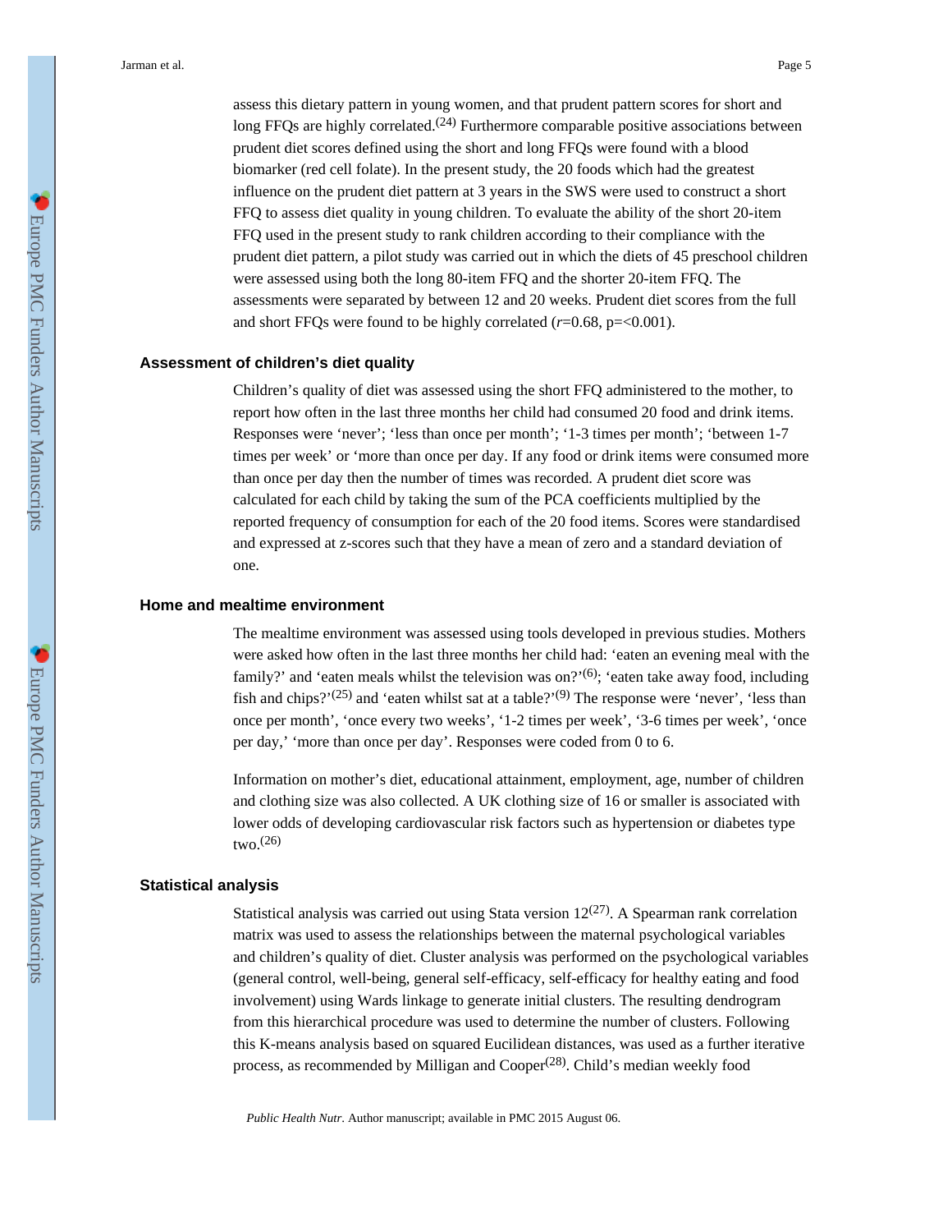assess this dietary pattern in young women, and that prudent pattern scores for short and long FFQs are highly correlated.[24] Furthermore comparable positive associations between prudent diet scores defined using the short and long FFQs were found with a blood biomarker (red cell folate). In the present study, the 20 foods which had the greatest influence on the prudent diet pattern at 3 years in the SWS were used to construct a short FFQ to assess diet quality in young children. To evaluate the ability of the short 20-item FFQ used in the present study to rank children according to their compliance with the prudent diet pattern, a pilot study was carried out in which the diets of 45 preschool children were assessed using both the long 80-item FFQ and the shorter 20-item FFQ. The assessments were separated by between 12 and 20 weeks. Prudent diet scores from the full and short FFQs were found to be highly correlated ($r$=0.68, p=<0.001).

### Assessment of children's diet quality

Children's quality of diet was assessed using the short FFQ administered to the mother, to report how often in the last three months her child had consumed 20 food and drink items. Responses were 'never'; 'less than once per month'; '1-3 times per month'; 'between 1-7 times per week' or 'more than once per day. If any food or drink items were consumed more than once per day then the number of times was recorded. A prudent diet score was calculated for each child by taking the sum of the PCA coefficients multiplied by the reported frequency of consumption for each of the 20 food items. Scores were standardised and expressed at z-scores such that they have a mean of zero and a standard deviation of one.

### Home and mealtime environment

The mealtime environment was assessed using tools developed in previous studies. Mothers were asked how often in the last three months her child had: 'eaten an evening meal with the family?' and 'eaten meals whilst the television was on?'[6]; 'eaten take away food, including fish and chips?'[25] and 'eaten whilst sat at a table?'[9] The response were 'never', 'less than once per month', 'once every two weeks', '1-2 times per week', '3-6 times per week', 'once per day,' 'more than once per day'. Responses were coded from 0 to 6.

Information on mother's diet, educational attainment, employment, age, number of children and clothing size was also collected. A UK clothing size of 16 or smaller is associated with lower odds of developing cardiovascular risk factors such as hypertension or diabetes type two.[26]

### Statistical analysis

Statistical analysis was carried out using Stata version 12[27]. A Spearman rank correlation matrix was used to assess the relationships between the maternal psychological variables and children's quality of diet. Cluster analysis was performed on the psychological variables (general control, well-being, general self-efficacy, self-efficacy for healthy eating and food involvement) using Wards linkage to generate initial clusters. The resulting dendrogram from this hierarchical procedure was used to determine the number of clusters. Following this K-means analysis based on squared Eucilidean distances, was used as a further iterative process, as recommended by Milligan and Cooper[28]. Child's median weekly food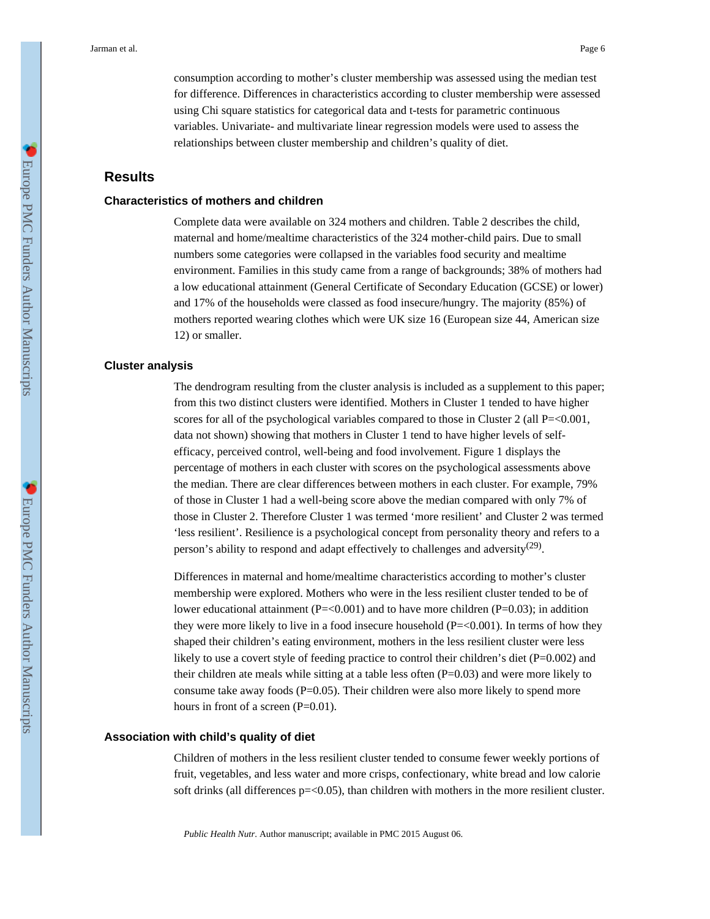consumption according to mother's cluster membership was assessed using the median test for difference. Differences in characteristics according to cluster membership were assessed using Chi square statistics for categorical data and t-tests for parametric continuous variables. Univariate- and multivariate linear regression models were used to assess the relationships between cluster membership and children's quality of diet.

## Results

### Characteristics of mothers and children

Complete data were available on 324 mothers and children. Table 2 describes the child, maternal and home/mealtime characteristics of the 324 mother-child pairs. Due to small numbers some categories were collapsed in the variables food security and mealtime environment. Families in this study came from a range of backgrounds; 38% of mothers had a low educational attainment (General Certificate of Secondary Education (GCSE) or lower) and 17% of the households were classed as food insecure/hungry. The majority (85%) of mothers reported wearing clothes which were UK size 16 (European size 44, American size 12) or smaller.

### Cluster analysis

The dendrogram resulting from the cluster analysis is included as a supplement to this paper; from this two distinct clusters were identified. Mothers in Cluster 1 tended to have higher scores for all of the psychological variables compared to those in Cluster 2 (all P=<0.001, data not shown) showing that mothers in Cluster 1 tend to have higher levels of self-efficacy, perceived control, well-being and food involvement. Figure 1 displays the percentage of mothers in each cluster with scores on the psychological assessments above the median. There are clear differences between mothers in each cluster. For example, 79% of those in Cluster 1 had a well-being score above the median compared with only 7% of those in Cluster 2. Therefore Cluster 1 was termed 'more resilient' and Cluster 2 was termed 'less resilient'. Resilience is a psychological concept from personality theory and refers to a person's ability to respond and adapt effectively to challenges and adversity[29].

Differences in maternal and home/mealtime characteristics according to mother's cluster membership were explored. Mothers who were in the less resilient cluster tended to be of lower educational attainment (P=<0.001) and to have more children (P=0.03); in addition they were more likely to live in a food insecure household (P=<0.001). In terms of how they shaped their children's eating environment, mothers in the less resilient cluster were less likely to use a covert style of feeding practice to control their children's diet (P=0.002) and their children ate meals while sitting at a table less often (P=0.03) and were more likely to consume take away foods (P=0.05). Their children were also more likely to spend more hours in front of a screen (P=0.01).

### Association with child's quality of diet

Children of mothers in the less resilient cluster tended to consume fewer weekly portions of fruit, vegetables, and less water and more crisps, confectionary, white bread and low calorie soft drinks (all differences p=<0.05), than children with mothers in the more resilient cluster.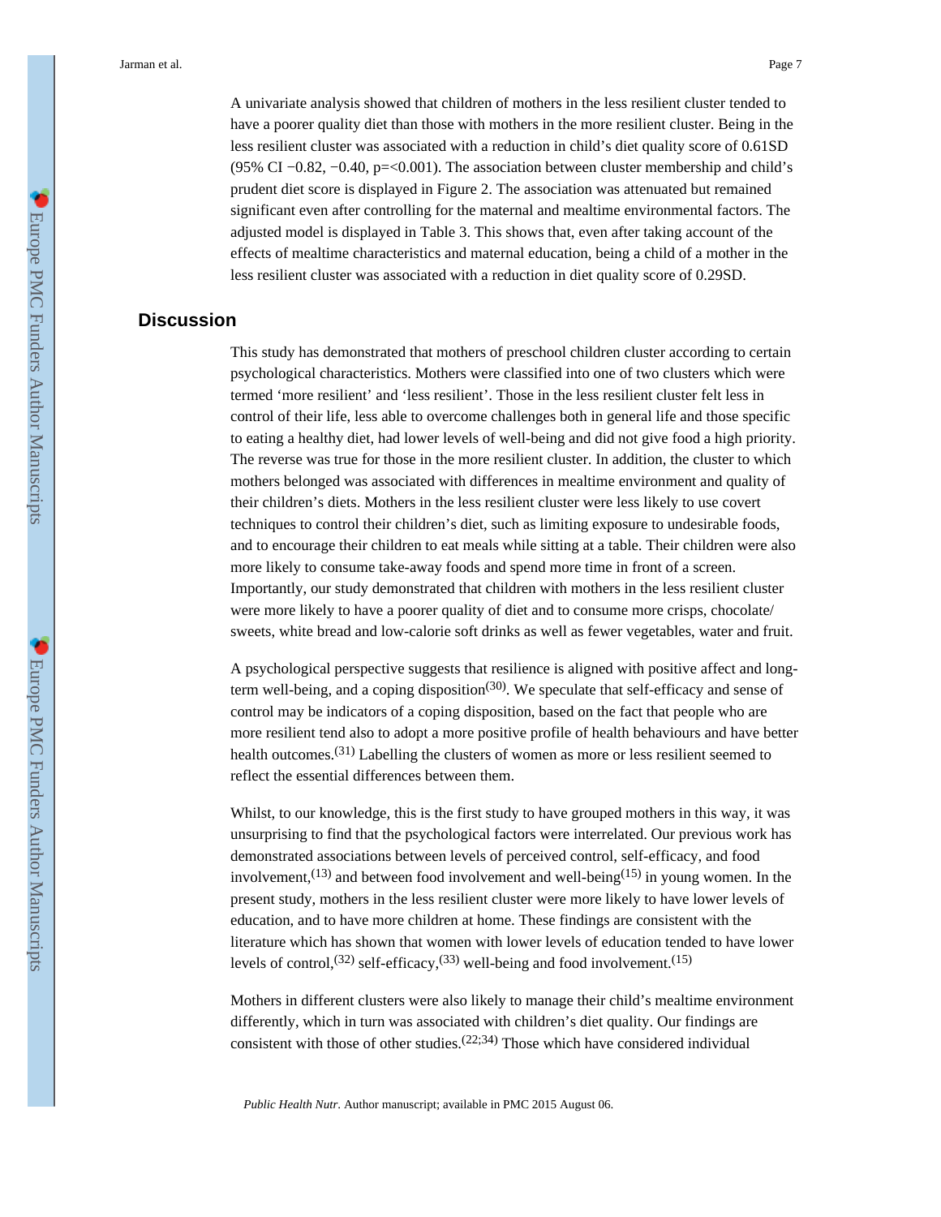A univariate analysis showed that children of mothers in the less resilient cluster tended to have a poorer quality diet than those with mothers in the more resilient cluster. Being in the less resilient cluster was associated with a reduction in child's diet quality score of 0.61SD (95% CI −0.82, −0.40, p=<0.001). The association between cluster membership and child's prudent diet score is displayed in Figure 2. The association was attenuated but remained significant even after controlling for the maternal and mealtime environmental factors. The adjusted model is displayed in Table 3. This shows that, even after taking account of the effects of mealtime characteristics and maternal education, being a child of a mother in the less resilient cluster was associated with a reduction in diet quality score of 0.29SD.

## Discussion

This study has demonstrated that mothers of preschool children cluster according to certain psychological characteristics. Mothers were classified into one of two clusters which were termed 'more resilient' and 'less resilient'. Those in the less resilient cluster felt less in control of their life, less able to overcome challenges both in general life and those specific to eating a healthy diet, had lower levels of well-being and did not give food a high priority. The reverse was true for those in the more resilient cluster. In addition, the cluster to which mothers belonged was associated with differences in mealtime environment and quality of their children's diets. Mothers in the less resilient cluster were less likely to use covert techniques to control their children's diet, such as limiting exposure to undesirable foods, and to encourage their children to eat meals while sitting at a table. Their children were also more likely to consume take-away foods and spend more time in front of a screen. Importantly, our study demonstrated that children with mothers in the less resilient cluster were more likely to have a poorer quality of diet and to consume more crisps, chocolate/sweets, white bread and low-calorie soft drinks as well as fewer vegetables, water and fruit.

A psychological perspective suggests that resilience is aligned with positive affect and long-term well-being, and a coping disposition[30]. We speculate that self-efficacy and sense of control may be indicators of a coping disposition, based on the fact that people who are more resilient tend also to adopt a more positive profile of health behaviours and have better health outcomes.[31] Labelling the clusters of women as more or less resilient seemed to reflect the essential differences between them.

Whilst, to our knowledge, this is the first study to have grouped mothers in this way, it was unsurprising to find that the psychological factors were interrelated. Our previous work has demonstrated associations between levels of perceived control, self-efficacy, and food involvement,[13] and between food involvement and well-being[15] in young women. In the present study, mothers in the less resilient cluster were more likely to have lower levels of education, and to have more children at home. These findings are consistent with the literature which has shown that women with lower levels of education tended to have lower levels of control,[32] self-efficacy,[33] well-being and food involvement.[15]

Mothers in different clusters were also likely to manage their child's mealtime environment differently, which in turn was associated with children's diet quality. Our findings are consistent with those of other studies.[22;34] Those which have considered individual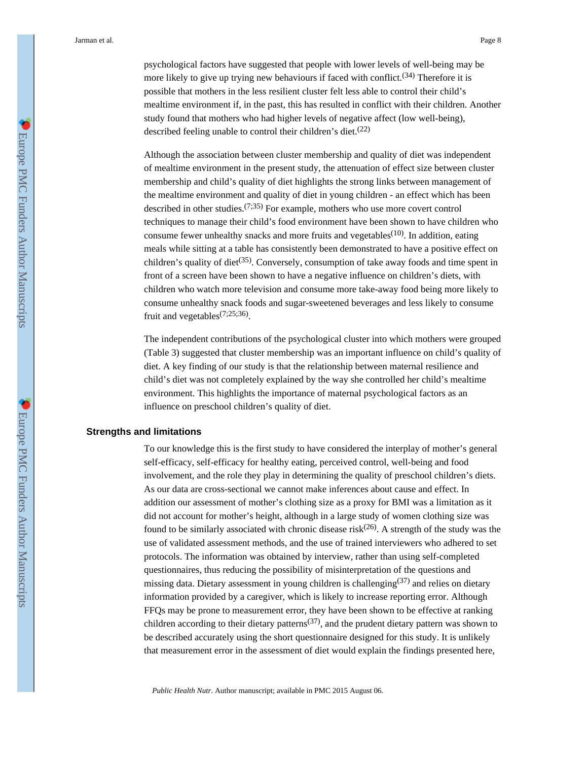psychological factors have suggested that people with lower levels of well-being may be more likely to give up trying new behaviours if faced with conflict.[34] Therefore it is possible that mothers in the less resilient cluster felt less able to control their child's mealtime environment if, in the past, this has resulted in conflict with their children. Another study found that mothers who had higher levels of negative affect (low well-being), described feeling unable to control their children's diet.[22]

Although the association between cluster membership and quality of diet was independent of mealtime environment in the present study, the attenuation of effect size between cluster membership and child's quality of diet highlights the strong links between management of the mealtime environment and quality of diet in young children - an effect which has been described in other studies.[7;35] For example, mothers who use more covert control techniques to manage their child's food environment have been shown to have children who consume fewer unhealthy snacks and more fruits and vegetables[10]. In addition, eating meals while sitting at a table has consistently been demonstrated to have a positive effect on children's quality of diet[35]. Conversely, consumption of take away foods and time spent in front of a screen have been shown to have a negative influence on children's diets, with children who watch more television and consume more take-away food being more likely to consume unhealthy snack foods and sugar-sweetened beverages and less likely to consume fruit and vegetables[7;25;36].

The independent contributions of the psychological cluster into which mothers were grouped (Table 3) suggested that cluster membership was an important influence on child's quality of diet. A key finding of our study is that the relationship between maternal resilience and child's diet was not completely explained by the way she controlled her child's mealtime environment. This highlights the importance of maternal psychological factors as an influence on preschool children's quality of diet.

## Strengths and limitations

To our knowledge this is the first study to have considered the interplay of mother's general self-efficacy, self-efficacy for healthy eating, perceived control, well-being and food involvement, and the role they play in determining the quality of preschool children's diets. As our data are cross-sectional we cannot make inferences about cause and effect. In addition our assessment of mother's clothing size as a proxy for BMI was a limitation as it did not account for mother's height, although in a large study of women clothing size was found to be similarly associated with chronic disease risk[26]. A strength of the study was the use of validated assessment methods, and the use of trained interviewers who adhered to set protocols. The information was obtained by interview, rather than using self-completed questionnaires, thus reducing the possibility of misinterpretation of the questions and missing data. Dietary assessment in young children is challenging[37] and relies on dietary information provided by a caregiver, which is likely to increase reporting error. Although FFQs may be prone to measurement error, they have been shown to be effective at ranking children according to their dietary patterns[37], and the prudent dietary pattern was shown to be described accurately using the short questionnaire designed for this study. It is unlikely that measurement error in the assessment of diet would explain the findings presented here,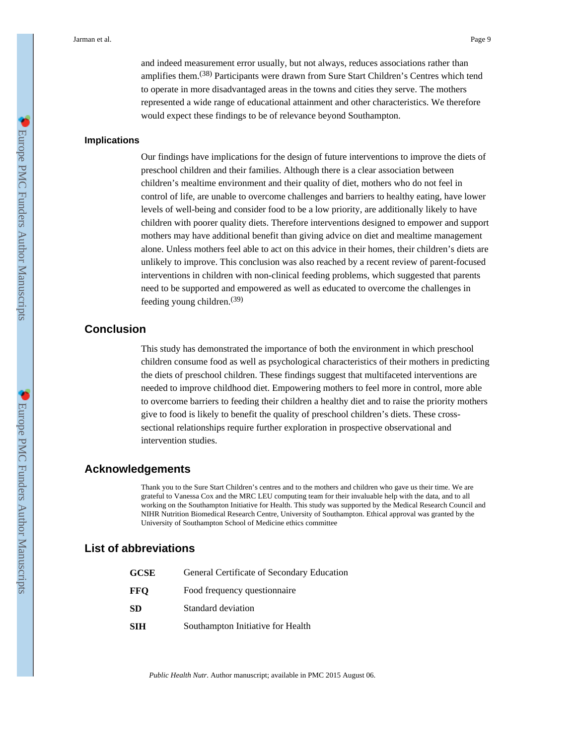and indeed measurement error usually, but not always, reduces associations rather than amplifies them.[38] Participants were drawn from Sure Start Children's Centres which tend to operate in more disadvantaged areas in the towns and cities they serve. The mothers represented a wide range of educational attainment and other characteristics. We therefore would expect these findings to be of relevance beyond Southampton.

### Implications

Our findings have implications for the design of future interventions to improve the diets of preschool children and their families. Although there is a clear association between children's mealtime environment and their quality of diet, mothers who do not feel in control of life, are unable to overcome challenges and barriers to healthy eating, have lower levels of well-being and consider food to be a low priority, are additionally likely to have children with poorer quality diets. Therefore interventions designed to empower and support mothers may have additional benefit than giving advice on diet and mealtime management alone. Unless mothers feel able to act on this advice in their homes, their children's diets are unlikely to improve. This conclusion was also reached by a recent review of parent-focused interventions in children with non-clinical feeding problems, which suggested that parents need to be supported and empowered as well as educated to overcome the challenges in feeding young children.[39]

## Conclusion

This study has demonstrated the importance of both the environment in which preschool children consume food as well as psychological characteristics of their mothers in predicting the diets of preschool children. These findings suggest that multifaceted interventions are needed to improve childhood diet. Empowering mothers to feel more in control, more able to overcome barriers to feeding their children a healthy diet and to raise the priority mothers give to food is likely to benefit the quality of preschool children's diets. These cross-sectional relationships require further exploration in prospective observational and intervention studies.

## Acknowledgements

Thank you to the Sure Start Children's centres and to the mothers and children who gave us their time. We are grateful to Vanessa Cox and the MRC LEU computing team for their invaluable help with the data, and to all working on the Southampton Initiative for Health. This study was supported by the Medical Research Council and NIHR Nutrition Biomedical Research Centre, University of Southampton. Ethical approval was granted by the University of Southampton School of Medicine ethics committee

## List of abbreviations

| | |
|---|---|
| **GCSE** | General Certificate of Secondary Education |
| **FFQ** | Food frequency questionnaire |
| **SD** | Standard deviation |
| **SIH** | Southampton Initiative for Health |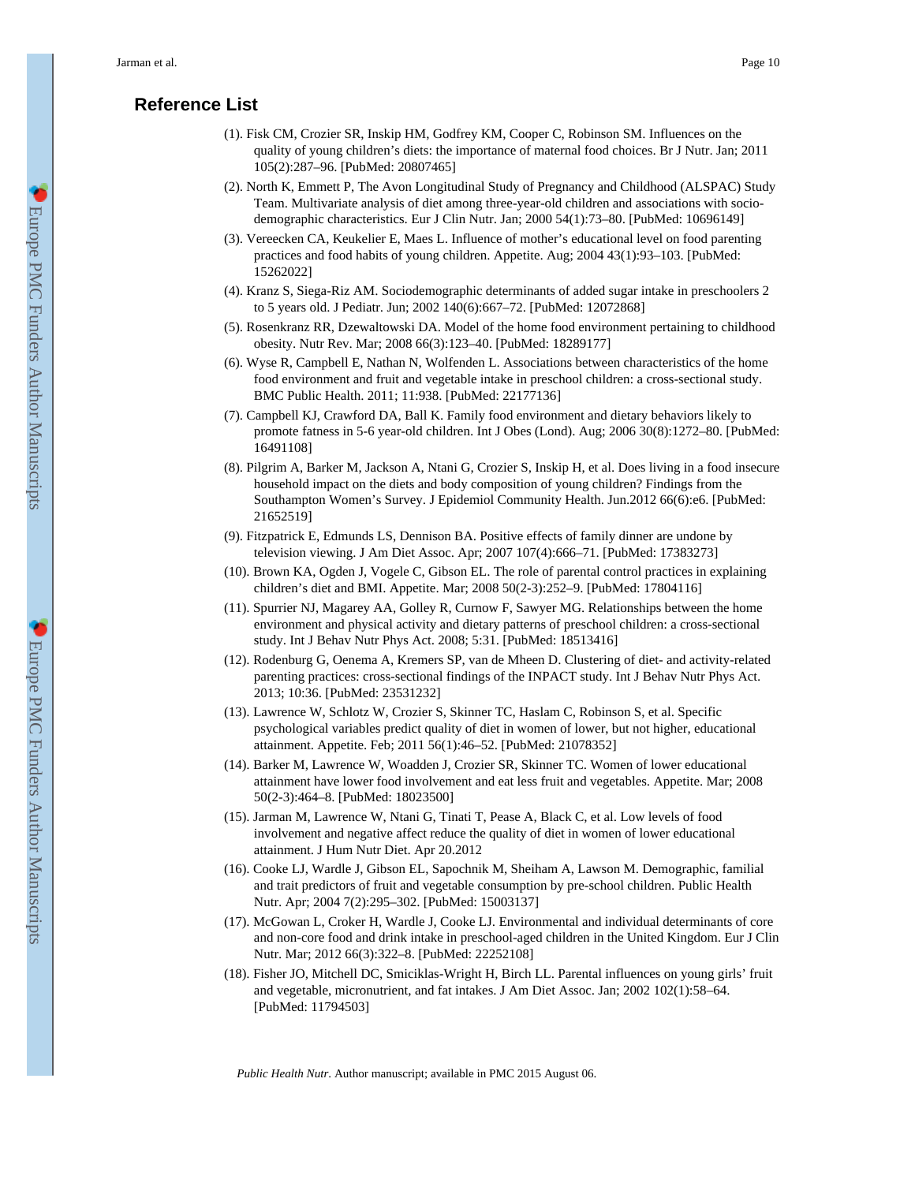## Reference List

(1). Fisk CM, Crozier SR, Inskip HM, Godfrey KM, Cooper C, Robinson SM. Influences on the quality of young children's diets: the importance of maternal food choices. Br J Nutr. Jan; 2011 105(2):287–96. [PubMed: 20807465]

(2). North K, Emmett P, The Avon Longitudinal Study of Pregnancy and Childhood (ALSPAC) Study Team. Multivariate analysis of diet among three-year-old children and associations with socio-demographic characteristics. Eur J Clin Nutr. Jan; 2000 54(1):73–80. [PubMed: 10696149]

(3). Vereecken CA, Keukelier E, Maes L. Influence of mother's educational level on food parenting practices and food habits of young children. Appetite. Aug; 2004 43(1):93–103. [PubMed: 15262022]

(4). Kranz S, Siega-Riz AM. Sociodemographic determinants of added sugar intake in preschoolers 2 to 5 years old. J Pediatr. Jun; 2002 140(6):667–72. [PubMed: 12072868]

(5). Rosenkranz RR, Dzewaltowski DA. Model of the home food environment pertaining to childhood obesity. Nutr Rev. Mar; 2008 66(3):123–40. [PubMed: 18289177]

(6). Wyse R, Campbell E, Nathan N, Wolfenden L. Associations between characteristics of the home food environment and fruit and vegetable intake in preschool children: a cross-sectional study. BMC Public Health. 2011; 11:938. [PubMed: 22177136]

(7). Campbell KJ, Crawford DA, Ball K. Family food environment and dietary behaviors likely to promote fatness in 5-6 year-old children. Int J Obes (Lond). Aug; 2006 30(8):1272–80. [PubMed: 16491108]

(8). Pilgrim A, Barker M, Jackson A, Ntani G, Crozier S, Inskip H, et al. Does living in a food insecure household impact on the diets and body composition of young children? Findings from the Southampton Women's Survey. J Epidemiol Community Health. Jun.2012 66(6):e6. [PubMed: 21652519]

(9). Fitzpatrick E, Edmunds LS, Dennison BA. Positive effects of family dinner are undone by television viewing. J Am Diet Assoc. Apr; 2007 107(4):666–71. [PubMed: 17383273]

(10). Brown KA, Ogden J, Vogele C, Gibson EL. The role of parental control practices in explaining children's diet and BMI. Appetite. Mar; 2008 50(2-3):252–9. [PubMed: 17804116]

(11). Spurrier NJ, Magarey AA, Golley R, Curnow F, Sawyer MG. Relationships between the home environment and physical activity and dietary patterns of preschool children: a cross-sectional study. Int J Behav Nutr Phys Act. 2008; 5:31. [PubMed: 18513416]

(12). Rodenburg G, Oenema A, Kremers SP, van de Mheen D. Clustering of diet- and activity-related parenting practices: cross-sectional findings of the INPACT study. Int J Behav Nutr Phys Act. 2013; 10:36. [PubMed: 23531232]

(13). Lawrence W, Schlotz W, Crozier S, Skinner TC, Haslam C, Robinson S, et al. Specific psychological variables predict quality of diet in women of lower, but not higher, educational attainment. Appetite. Feb; 2011 56(1):46–52. [PubMed: 21078352]

(14). Barker M, Lawrence W, Woadden J, Crozier SR, Skinner TC. Women of lower educational attainment have lower food involvement and eat less fruit and vegetables. Appetite. Mar; 2008 50(2-3):464–8. [PubMed: 18023500]

(15). Jarman M, Lawrence W, Ntani G, Tinati T, Pease A, Black C, et al. Low levels of food involvement and negative affect reduce the quality of diet in women of lower educational attainment. J Hum Nutr Diet. Apr 20.2012

(16). Cooke LJ, Wardle J, Gibson EL, Sapochnik M, Sheiham A, Lawson M. Demographic, familial and trait predictors of fruit and vegetable consumption by pre-school children. Public Health Nutr. Apr; 2004 7(2):295–302. [PubMed: 15003137]

(17). McGowan L, Croker H, Wardle J, Cooke LJ. Environmental and individual determinants of core and non-core food and drink intake in preschool-aged children in the United Kingdom. Eur J Clin Nutr. Mar; 2012 66(3):322–8. [PubMed: 22252108]

(18). Fisher JO, Mitchell DC, Smiciklas-Wright H, Birch LL. Parental influences on young girls' fruit and vegetable, micronutrient, and fat intakes. J Am Diet Assoc. Jan; 2002 102(1):58–64. [PubMed: 11794503]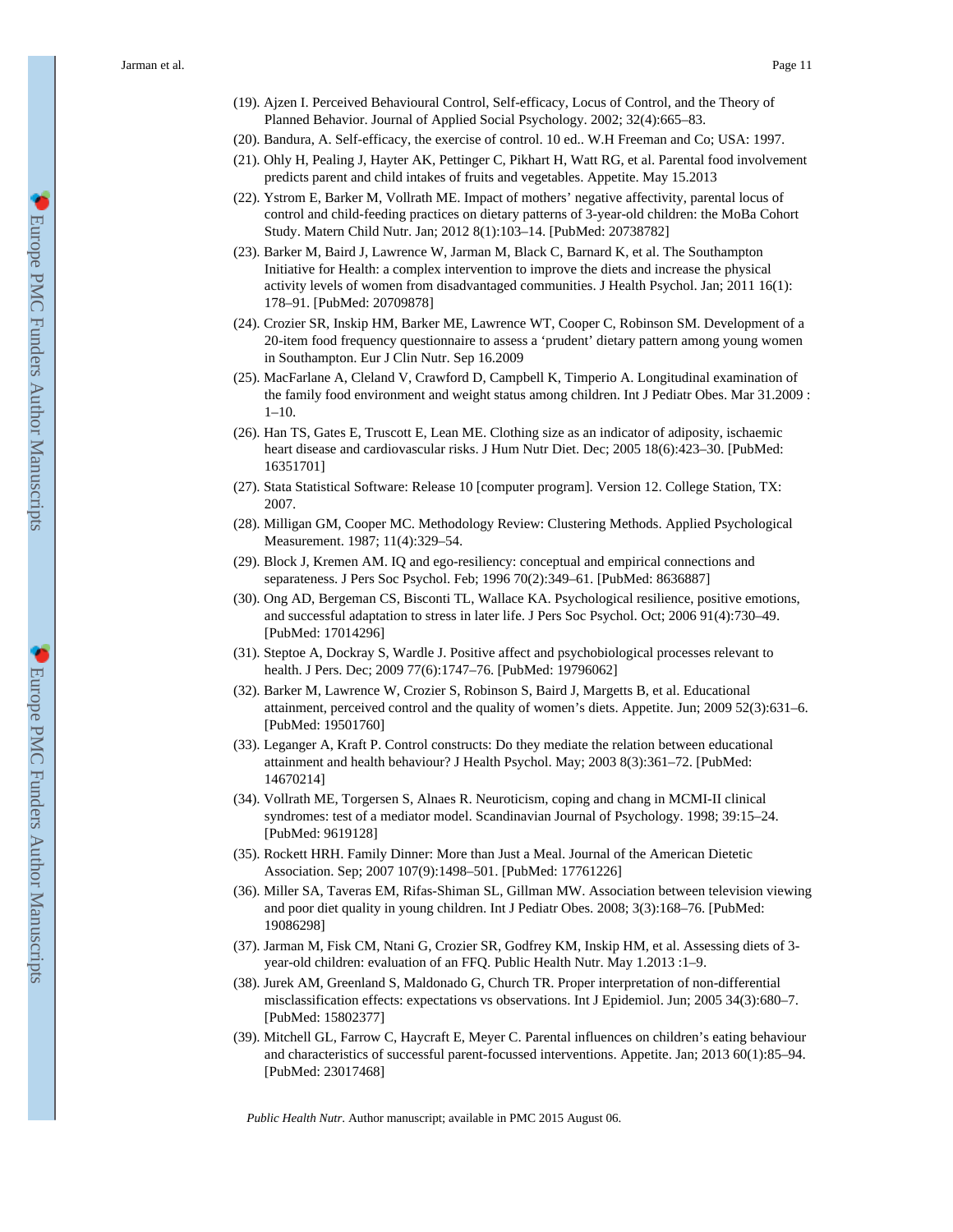(19). Ajzen I. Perceived Behavioural Control, Self-efficacy, Locus of Control, and the Theory of Planned Behavior. Journal of Applied Social Psychology. 2002; 32(4):665–83.

(20). Bandura, A. Self-efficacy, the exercise of control. 10 ed.. W.H Freeman and Co; USA: 1997.

(21). Ohly H, Pealing J, Hayter AK, Pettinger C, Pikhart H, Watt RG, et al. Parental food involvement predicts parent and child intakes of fruits and vegetables. Appetite. May 15.2013

(22). Ystrom E, Barker M, Vollrath ME. Impact of mothers' negative affectivity, parental locus of control and child-feeding practices on dietary patterns of 3-year-old children: the MoBa Cohort Study. Matern Child Nutr. Jan; 2012 8(1):103–14. [PubMed: 20738782]

(23). Barker M, Baird J, Lawrence W, Jarman M, Black C, Barnard K, et al. The Southampton Initiative for Health: a complex intervention to improve the diets and increase the physical activity levels of women from disadvantaged communities. J Health Psychol. Jan; 2011 16(1): 178–91. [PubMed: 20709878]

(24). Crozier SR, Inskip HM, Barker ME, Lawrence WT, Cooper C, Robinson SM. Development of a 20-item food frequency questionnaire to assess a 'prudent' dietary pattern among young women in Southampton. Eur J Clin Nutr. Sep 16.2009

(25). MacFarlane A, Cleland V, Crawford D, Campbell K, Timperio A. Longitudinal examination of the family food environment and weight status among children. Int J Pediatr Obes. Mar 31.2009 : 1–10.

(26). Han TS, Gates E, Truscott E, Lean ME. Clothing size as an indicator of adiposity, ischaemic heart disease and cardiovascular risks. J Hum Nutr Diet. Dec; 2005 18(6):423–30. [PubMed: 16351701]

(27). Stata Statistical Software: Release 10 [computer program]. Version 12. College Station, TX: 2007.

(28). Milligan GM, Cooper MC. Methodology Review: Clustering Methods. Applied Psychological Measurement. 1987; 11(4):329–54.

(29). Block J, Kremen AM. IQ and ego-resiliency: conceptual and empirical connections and separateness. J Pers Soc Psychol. Feb; 1996 70(2):349–61. [PubMed: 8636887]

(30). Ong AD, Bergeman CS, Bisconti TL, Wallace KA. Psychological resilience, positive emotions, and successful adaptation to stress in later life. J Pers Soc Psychol. Oct; 2006 91(4):730–49. [PubMed: 17014296]

(31). Steptoe A, Dockray S, Wardle J. Positive affect and psychobiological processes relevant to health. J Pers. Dec; 2009 77(6):1747–76. [PubMed: 19796062]

(32). Barker M, Lawrence W, Crozier S, Robinson S, Baird J, Margetts B, et al. Educational attainment, perceived control and the quality of women's diets. Appetite. Jun; 2009 52(3):631–6. [PubMed: 19501760]

(33). Leganger A, Kraft P. Control constructs: Do they mediate the relation between educational attainment and health behaviour? J Health Psychol. May; 2003 8(3):361–72. [PubMed: 14670214]

(34). Vollrath ME, Torgersen S, Alnaes R. Neuroticism, coping and chang in MCMI-II clinical syndromes: test of a mediator model. Scandinavian Journal of Psychology. 1998; 39:15–24. [PubMed: 9619128]

(35). Rockett HRH. Family Dinner: More than Just a Meal. Journal of the American Dietetic Association. Sep; 2007 107(9):1498–501. [PubMed: 17761226]

(36). Miller SA, Taveras EM, Rifas-Shiman SL, Gillman MW. Association between television viewing and poor diet quality in young children. Int J Pediatr Obes. 2008; 3(3):168–76. [PubMed: 19086298]

(37). Jarman M, Fisk CM, Ntani G, Crozier SR, Godfrey KM, Inskip HM, et al. Assessing diets of 3-year-old children: evaluation of an FFQ. Public Health Nutr. May 1.2013 :1–9.

(38). Jurek AM, Greenland S, Maldonado G, Church TR. Proper interpretation of non-differential misclassification effects: expectations vs observations. Int J Epidemiol. Jun; 2005 34(3):680–7. [PubMed: 15802377]

(39). Mitchell GL, Farrow C, Haycraft E, Meyer C. Parental influences on children's eating behaviour and characteristics of successful parent-focussed interventions. Appetite. Jan; 2013 60(1):85–94. [PubMed: 23017468]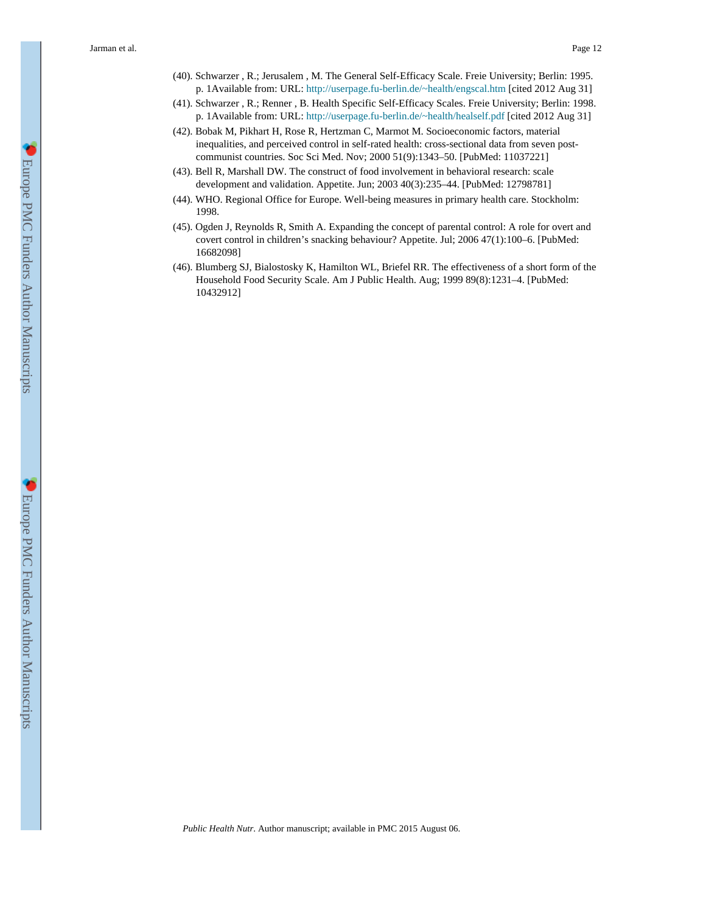(40). Schwarzer , R.; Jerusalem , M. The General Self-Efficacy Scale. Freie University; Berlin: 1995. p. 1Available from: URL: http://userpage.fu-berlin.de/~health/engscal.htm [cited 2012 Aug 31]

(41). Schwarzer , R.; Renner , B. Health Specific Self-Efficacy Scales. Freie University; Berlin: 1998. p. 1Available from: URL: http://userpage.fu-berlin.de/~health/healself.pdf [cited 2012 Aug 31]

(42). Bobak M, Pikhart H, Rose R, Hertzman C, Marmot M. Socioeconomic factors, material inequalities, and perceived control in self-rated health: cross-sectional data from seven post-communist countries. Soc Sci Med. Nov; 2000 51(9):1343–50. [PubMed: 11037221]

(43). Bell R, Marshall DW. The construct of food involvement in behavioral research: scale development and validation. Appetite. Jun; 2003 40(3):235–44. [PubMed: 12798781]

(44). WHO. Regional Office for Europe. Well-being measures in primary health care. Stockholm: 1998.

(45). Ogden J, Reynolds R, Smith A. Expanding the concept of parental control: A role for overt and covert control in children's snacking behaviour? Appetite. Jul; 2006 47(1):100–6. [PubMed: 16682098]

(46). Blumberg SJ, Bialostosky K, Hamilton WL, Briefel RR. The effectiveness of a short form of the Household Food Security Scale. Am J Public Health. Aug; 1999 89(8):1231–4. [PubMed: 10432912]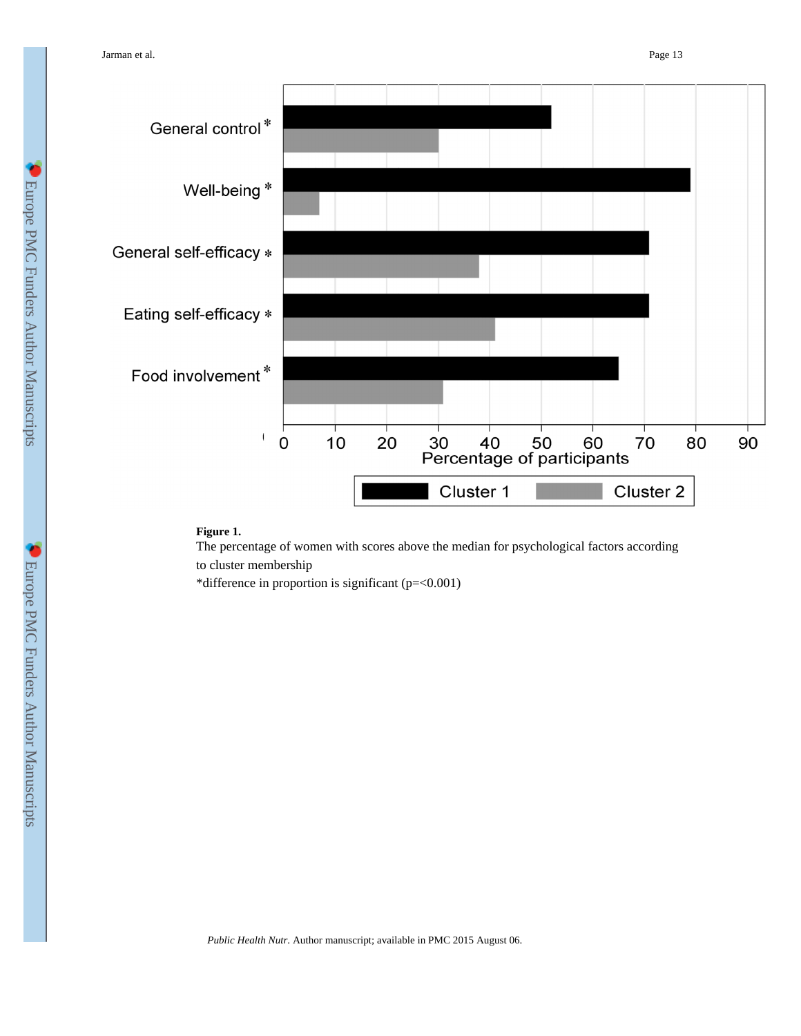**Figure 1.**

The percentage of women with scores above the median for psychological factors according to cluster membership

*difference in proportion is significant (p=<0.001)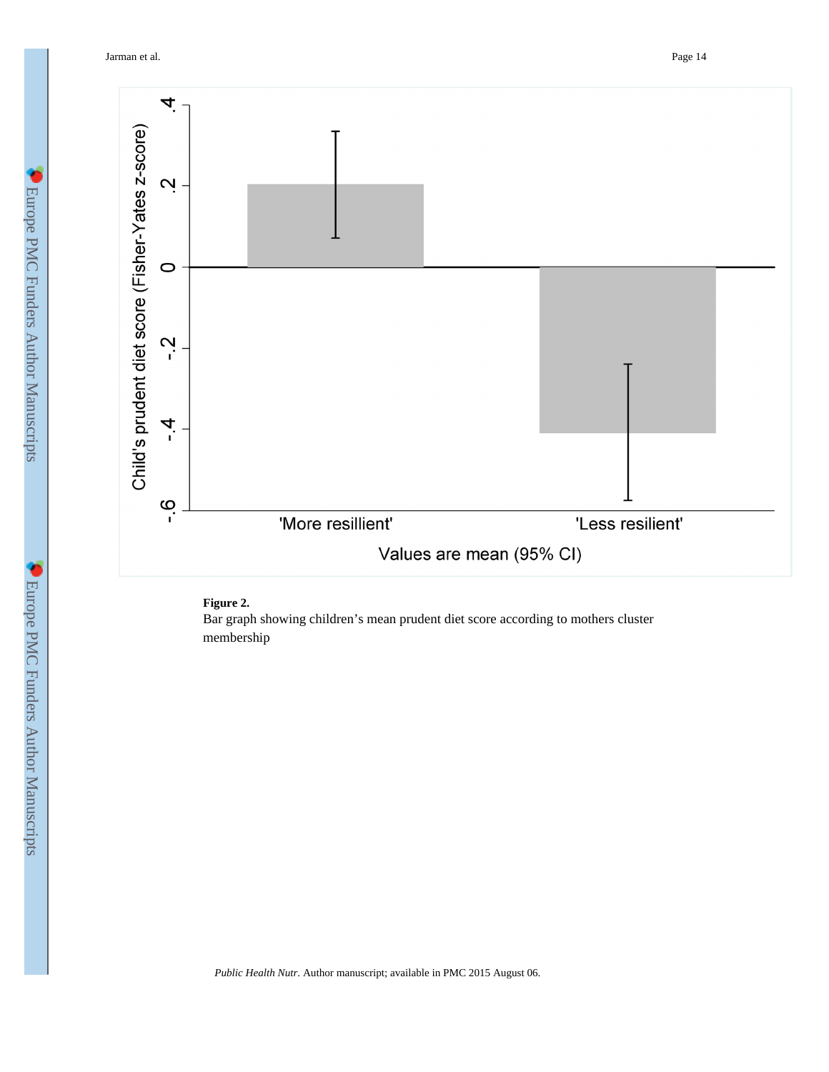**Figure 2.**

Bar graph showing children's mean prudent diet score according to mothers cluster membership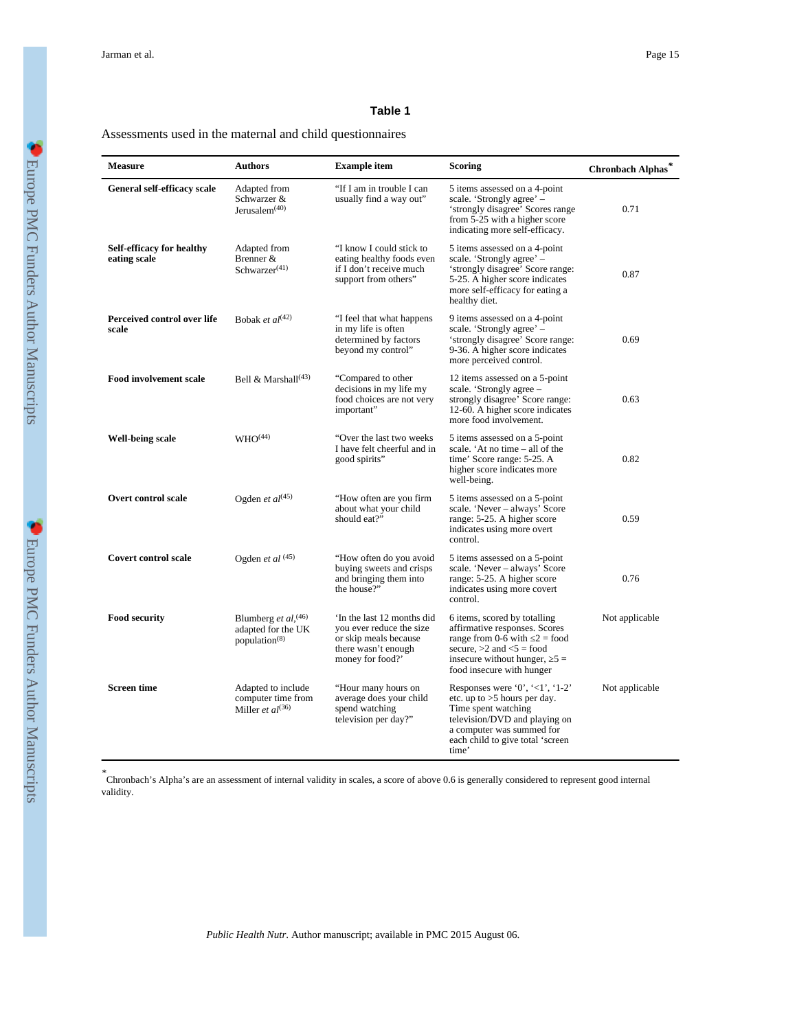**Table 1**

Assessments used in the maternal and child questionnaires

| Measure | Authors | Example item | Scoring | Chronbach Alphas* |
|---|---|---|---|---|
| **General self-efficacy scale** | Adapted from Schwarzer & Jerusalem[40] | "If I am in trouble I can usually find a way out" | 5 items assessed on a 4-point scale. 'Strongly agree' – 'strongly disagree' Scores range from 5-25 with a higher score indicating more self-efficacy. | 0.71 |
| **Self-efficacy for healthy eating scale** | Adapted from Brenner & Schwarzer[41] | "I know I could stick to eating healthy foods even if I don't receive much support from others" | 5 items assessed on a 4-point scale. 'Strongly agree' – 'strongly disagree' Score range: 5-25. A higher score indicates more self-efficacy for eating a healthy diet. | 0.87 |
| **Perceived control over life scale** | Bobak *et al*[42] | "I feel that what happens in my life is often determined by factors beyond my control" | 9 items assessed on a 4-point scale. 'Strongly agree' – 'strongly disagree' Score range: 9-36. A higher score indicates more perceived control. | 0.69 |
| **Food involvement scale** | Bell & Marshall[43] | "Compared to other decisions in my life my food choices are not very important" | 12 items assessed on a 5-point scale. 'Strongly agree – strongly disagree' Score range: 12-60. A higher score indicates more food involvement. | 0.63 |
| **Well-being scale** | WHO[44] | "Over the last two weeks I have felt cheerful and in good spirits" | 5 items assessed on a 5-point scale. 'At no time – all of the time' Score range: 5-25. A higher score indicates more well-being. | 0.82 |
| **Overt control scale** | Ogden *et al*[45] | "How often are you firm about what your child should eat?" | 5 items assessed on a 5-point scale. 'Never – always' Score range: 5-25. A higher score indicates using more overt control. | 0.59 |
| **Covert control scale** | Ogden *et al* [45] | "How often do you avoid buying sweets and crisps and bringing them into the house?" | 5 items assessed on a 5-point scale. 'Never – always' Score range: 5-25. A higher score indicates using more covert control. | 0.76 |
| **Food security** | Blumberg *et al*,[46] adapted for the UK population[8] | 'In the last 12 months did you ever reduce the size or skip meals because there wasn't enough money for food?' | 6 items, scored by totalling affirmative responses. Scores range from 0-6 with $\leq 2$ = food secure, $>2$ and $<5$ = food insecure without hunger, $\geq 5$ = food insecure with hunger | Not applicable |
| **Screen time** | Adapted to include computer time from Miller *et al*[36] | "Hour many hours on average does your child spend watching television per day?" | Responses were '0', '<1', '1-2' etc. up to >5 hours per day. Time spent watching television/DVD and playing on a computer was summed for each child to give total 'screen time' | Not applicable |

*Chronbach's Alpha's are an assessment of internal validity in scales, a score of above 0.6 is generally considered to represent good internal validity.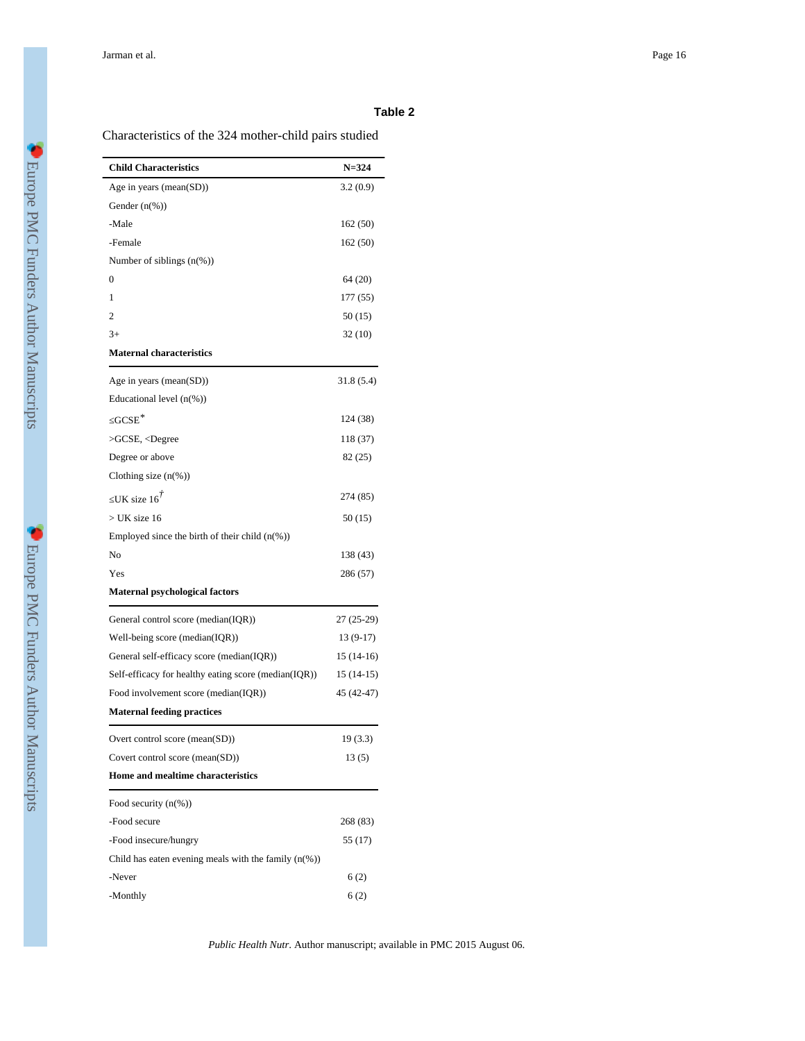**Table 2**

Characteristics of the 324 mother-child pairs studied

| **Child Characteristics** | **N=324** |
|---|---|
| Age in years (mean(SD)) | 3.2 (0.9) |
| Gender (n(%)) | |
| -Male | 162 (50) |
| -Female | 162 (50) |
| Number of siblings (n(%)) | |
| 0 | 64 (20) |
| 1 | 177 (55) |
| 2 | 50 (15) |
| 3+ | 32 (10) |
| **Maternal characteristics** | |
| Age in years (mean(SD)) | 31.8 (5.4) |
| Educational level (n(%)) | |
| ≤GCSE* | 124 (38) |
| >GCSE, <Degree | 118 (37) |
| Degree or above | 82 (25) |
| Clothing size (n(%)) | |
| ≤UK size 16† | 274 (85) |
| > UK size 16 | 50 (15) |
| Employed since the birth of their child (n(%)) | |
| No | 138 (43) |
| Yes | 286 (57) |
| **Maternal psychological factors** | |
| General control score (median(IQR)) | 27 (25-29) |
| Well-being score (median(IQR)) | 13 (9-17) |
| General self-efficacy score (median(IQR)) | 15 (14-16) |
| Self-efficacy for healthy eating score (median(IQR)) | 15 (14-15) |
| Food involvement score (median(IQR)) | 45 (42-47) |
| **Maternal feeding practices** | |
| Overt control score (mean(SD)) | 19 (3.3) |
| Covert control score (mean(SD)) | 13 (5) |
| **Home and mealtime characteristics** | |
| Food security (n(%)) | |
| -Food secure | 268 (83) |
| -Food insecure/hungry | 55 (17) |
| Child has eaten evening meals with the family (n(%)) | |
| -Never | 6 (2) |
| -Monthly | 6 (2) |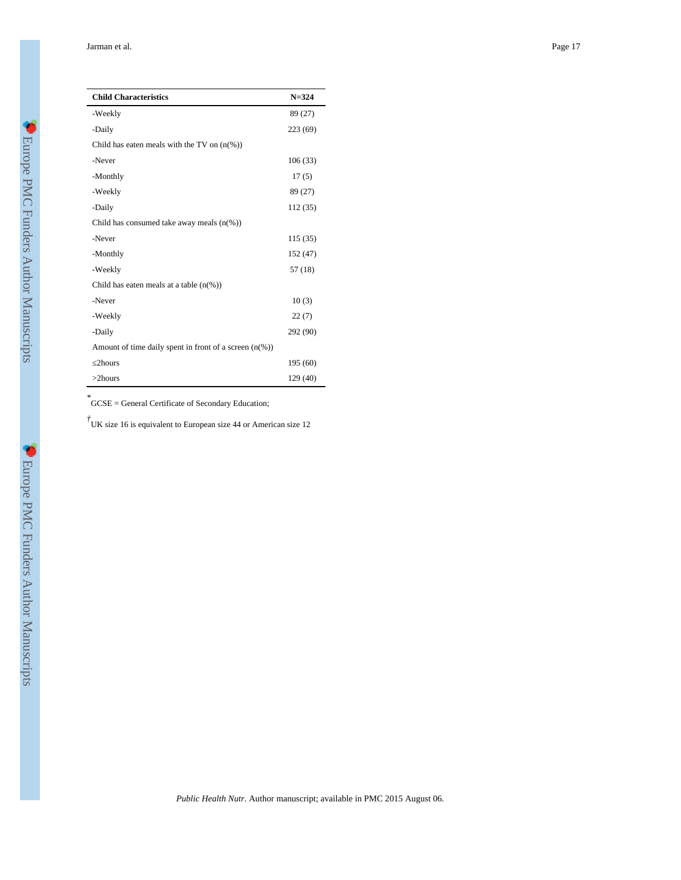| Child Characteristics | N=324 |
| --- | --- |
| -Weekly | 89 (27) |
| -Daily | 223 (69) |
| Child has eaten meals with the TV on (n(%)) | |
| -Never | 106 (33) |
| -Monthly | 17 (5) |
| -Weekly | 89 (27) |
| -Daily | 112 (35) |
| Child has consumed take away meals (n(%)) | |
| -Never | 115 (35) |
| -Monthly | 152 (47) |
| -Weekly | 57 (18) |
| Child has eaten meals at a table (n(%)) | |
| -Never | 10 (3) |
| -Weekly | 22 (7) |
| -Daily | 292 (90) |
| Amount of time daily spent in front of a screen (n(%)) | |
| ≤2hours | 195 (60) |
| >2hours | 129 (40) |

*GCSE = General Certificate of Secondary Education;

†UK size 16 is equivalent to European size 44 or American size 12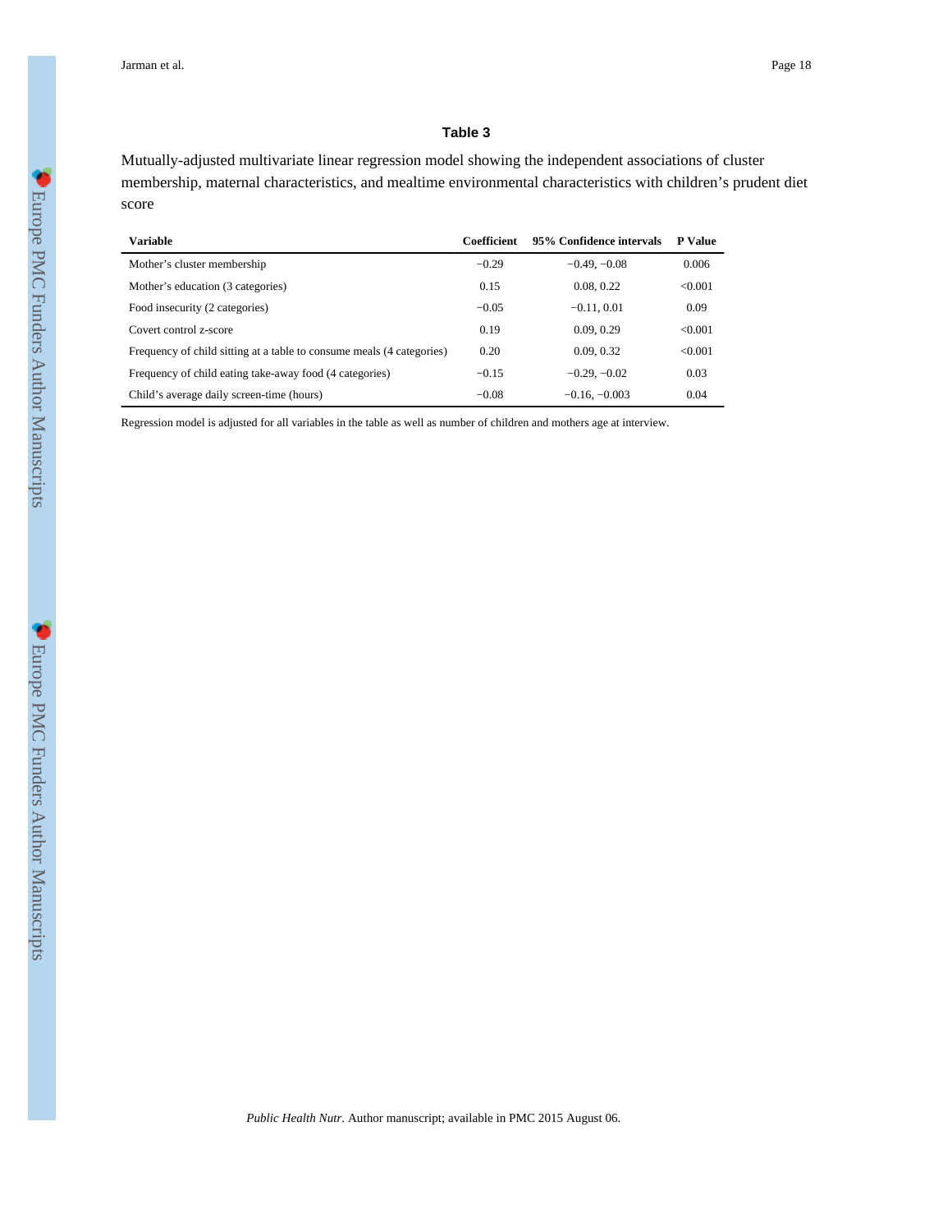### Table 3

Mutually-adjusted multivariate linear regression model showing the independent associations of cluster membership, maternal characteristics, and mealtime environmental characteristics with children's prudent diet score

| Variable | Coefficient | 95% Confidence intervals | P Value |
|---|---|---|---|
| Mother's cluster membership | −0.29 | −0.49, −0.08 | 0.006 |
| Mother's education (3 categories) | 0.15 | 0.08, 0.22 | <0.001 |
| Food insecurity (2 categories) | −0.05 | −0.11, 0.01 | 0.09 |
| Covert control z-score | 0.19 | 0.09, 0.29 | <0.001 |
| Frequency of child sitting at a table to consume meals (4 categories) | 0.20 | 0.09, 0.32 | <0.001 |
| Frequency of child eating take-away food (4 categories) | −0.15 | −0.29, −0.02 | 0.03 |
| Child's average daily screen-time (hours) | −0.08 | −0.16, −0.003 | 0.04 |

Regression model is adjusted for all variables in the table as well as number of children and mothers age at interview.